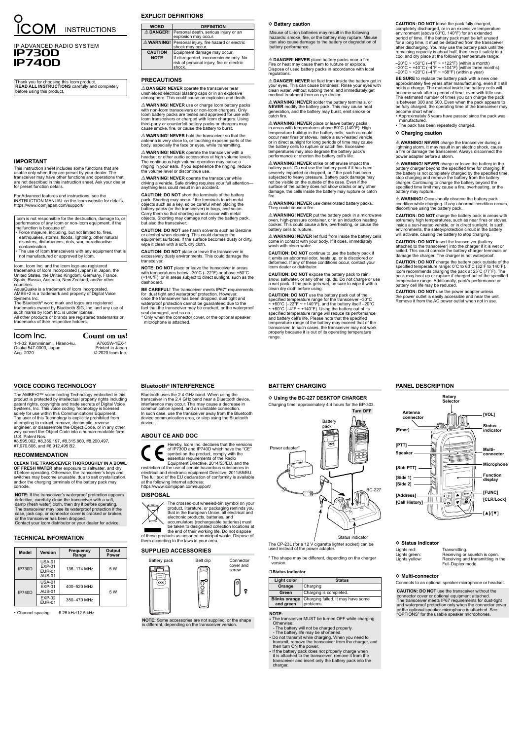# ICOM INSTRUCTIONS

## IP ADVANCED RADIO SYSTEM
## IP730D
## IP740D

Thank you for choosing this Icom product. **READ ALL INSTRUCTIONS** carefully and completely before using this product.

## IMPORTANT

This instruction sheet includes some functions that are usable only when they are preset by your dealer. The transceiver may have other functions and operations that are not described in this instruction sheet. Ask your dealer for preset function details.

For Advanced features and instructions, see the INSTRUCTION MANUAL on the Icom website for details. https://www.icomjapan.com/support/

Icom is not responsible for the destruction, damage to, or performance of any Icom or non-Icom equipment, if the malfunction is because of:
- Force majeure, including, but not limited to, fires, earthquakes, storms, floods, lightning, other natural disasters, disturbances, riots, war, or radioactive contamination.
- The use of Icom transceivers with any equipment that is not manufactured or approved by Icom.

Icom, Icom Inc. and the Icom logo are registered trademarks of Icom Incorporated (Japan) in Japan, the United States, the United Kingdom, Germany, France, Spain, Russia, Australia, New Zealand, and/or other countries.
AquaQuake is a trademark of Icom Incorporated.
AMBE+2 is a trademark and property of Digital Voice Systems Inc.
The Bluetooth® word mark and logos are registered trademarks owned by Bluetooth SIG, Inc. and any use of such marks by Icom Inc. is under license.
All other products or brands are registered trademarks or trademarks of their respective holders.

Icom Inc. Count on us!

1-1-32 Kamiminami, Hirano-ku, Osaka 547-0003, Japan
Aug. 2020

A7605W-1EX-1
Printed in Japan
© 2020 Icom Inc.

## EXPLICIT DEFINITIONS

| WORD | DEFINITION |
|---|---|
| ⚠ DANGER! | Personal death, serious injury or an explosion may occur. |
| ⚠ WARNING! | Personal injury, fire hazard or electric shock may occur. |
| CAUTION | Equipment damage may occur. |
| NOTE | If disregarded, inconvenience only. No risk of personal injury, fire or electric shock. |

## PRECAUTIONS

⚠ **DANGER! NEVER** operate the transceiver near unshielded electrical blasting caps or in an explosive atmosphere. This could cause an explosion and death.

⚠ **WARNING! NEVER** use or charge Icom battery packs with non-Icom transceivers or non-Icom chargers. Only Icom battery packs are tested and approved for use with Icom transceivers or charged with Icom chargers. Using third-party or counterfeit battery packs or chargers may cause smoke, fire, or cause the battery to burst.

⚠ **WARNING! NEVER** hold the transceiver so that the antenna is very close to, or touching exposed parts of the body, especially the face or eyes, while transmitting.

⚠ **WARNING! NEVER** operate the transceiver with a headset or other audio accessories at high volume levels. The continuous high volume operation may cause a ringing in your ears. If you experience the ringing, reduce the volume level or discontinue use.

⚠ **WARNING! NEVER** operate the transceiver while driving a vehicle. Safe driving requires your full attention—anything less could result in an accident.

**CAUTION: DO NOT** short the terminals of the battery pack. Shorting may occur if the terminals touch metal objects such as a key, so be careful when placing the battery packs (or the transceiver) in bags, and so on. Carry them so that shorting cannot occur with metal objects. Shorting may damage not only the battery pack, but also the transceiver.

**CAUTION: DO NOT** use harsh solvents such as Benzine or alcohol when cleaning. This could damage the equipment surfaces. If the surface becomes dusty or dirty, wipe it clean with a soft, dry cloth.

**CAUTION: DO NOT** place or leave the transceiver in excessively dusty environments. This could damage the transceiver.

**NOTE: DO NOT** place or leave the transceiver in areas with temperatures below –30°C (–22°F) or above +60°C (+140°F), or in areas subject to direct sunlight, such as the dashboard.

**BE CAREFUL!** The transceiver meets IP67* requirements for dust tight and waterproof protection. However, once the transceiver has been dropped, dust tight and waterproof protection cannot be guaranteed due to the fact that the transceiver may be cracked, or the waterproof seal damaged, and so on.
\* Only when the connector cover, or the optional speaker microphone is attached.

### ◇ Battery caution

Misuse of Li-ion batteries may result in the following hazards: smoke, fire, or the battery may rupture. Misuse can also cause damage to the battery or degradation of battery performance.

⚠ **DANGER! NEVER** place battery packs near a fire. Fire or heat may cause them to rupture or explode. Dispose of used battery packs in accordance with local regulations.

⚠ **DANGER! NEVER** let fluid from inside the battery get in your eyes. This can cause blindness. Rinse your eyes with clean water, without rubbing them, and immediately get medical treatment from an eye doctor.

⚠ **WARNING! NEVER** solder the battery terminals, or **NEVER** modify the battery pack. This may cause heat generation, and the battery may burst, emit smoke or catch fire.

⚠ **WARNING! NEVER** place or leave battery packs in areas with temperatures above 60°C (140°F). High temperature buildup in the battery cells, such as could occur near fires or stoves, inside a sun-heated vehicle, or in direct sunlight for long periods of time may cause the battery cells to rupture or catch fire. Excessive temperatures may also degrade the battery pack's performance or shorten the battery cell's life.

⚠ **WARNING! NEVER** strike or otherwise impact the battery pack. Do not use the battery pack if it has been severely impacted or dropped, or if the pack has been subjected to heavy pressure. Battery pack damage may not be visible on the outside of the case. Even if the surface of the battery pack does not show cracks or any other damage, the cells inside the battery may rupture or catch fire.

⚠ **WARNING! NEVER** use deteriorated battery packs. They could cause a fire.

⚠ **WARNING! NEVER** put the battery pack in a microwave oven, high-pressure container, or in an induction heating cooker. This could cause a fire, overheating, or cause the battery cells to rupture.

⚠ **WARNING! NEVER** let fluid from inside the battery cells come in contact with your body. If it does, immediately wash with clean water.

**CAUTION: DO NOT** continue to use the battery pack if it emits an abnormal odor, heats up, or is discolored or deformed. If any of these conditions occur, contact your Icom dealer or distributor.

**CAUTION: DO NOT** expose the battery pack to rain, snow, saltwater, or any other liquids. Do not charge or use a wet pack. If the pack gets wet, be sure to wipe it with a clean dry cloth before using.

**CAUTION: DO NOT** use the battery pack out of the specified temperature range for the transceiver –30°C ~ +60°C (–22°F ~ +140°F), and the battery itself –20°C ~ +60°C (–4°F ~ +140°F). Using the battery out of its specified temperature range will reduce its performance and battery cell's life. Please note that the specified temperature range of the battery may exceed that of the transceiver. In such cases, the transceiver may not work properly because it is out of its operating temperature range.

**CAUTION: DO NOT** leave the pack fully charged, completely discharged, or in an excessive temperature environment (above 60°C, 140°F) for an extended period of time. If the battery pack must be left unused for a long time, it must be detached from the transceiver after discharging. You may use the battery pack until the remaining capacity is about half, then keep it safely in a cool and dry place at the following temperature range:

–20°C ~ +50°C (–4°F ~ +122°F) (within a month)
–20°C ~ +40°C (–4°F ~ +104°F) (within three months)
–20°C ~ +20°C (–4°F ~ +68°F) (within a year)

**BE SURE** to replace the battery pack with a new one approximately five years after manufacturing, even if it still holds a charge. The material inside the battery cells will become weak after a period of time, even with little use. The estimated number of times you can charge the pack is between 300 and 500. Even when the pack appears to be fully charged, the operating time of the transceiver may become short when:
- Approximately 5 years have passed since the pack was manufactured.
- The pack has been repeatedly charged.

### ◇ Charging caution

⚠ **WARNING! NEVER** charge the transceiver during a lightning storm. It may result in an electric shock, cause a fire or damage the transceiver. Always disconnect the power adapter before a storm.

⚠ **WARNING! NEVER** charge or leave the battery in the battery charger beyond the specified time for charging. If the battery is not completely charged by the specified time, stop charging and remove the battery from the battery charger. Continuing to charge the battery beyond the specified time limit may cause a fire, overheating, or the battery may rupture.

⚠ **WARNING!** Occasionally observe the battery pack condition while charging. If any abnormal condition occurs, discontinue using the battery pack.

**CAUTION: DO NOT** charge the battery pack in areas with extremely high temperatures, such as near fires or stoves, inside a sun-heated vehicle, or in direct sunlight. In such environments, the safety/protection circuit in the battery will activate, causing the battery to stop charging.

**CAUTION: DO NOT** insert the transceiver (battery attached to the transceiver) into the charger if it is wet or soiled. This could corrode the battery charger terminals or damage the charger. The charger is not waterproof.

**CAUTION: DO NOT** charge the battery pack outside of the specified temperature range: 0˚C to 60˚C (32˚F to 140˚F). Icom recommends charging the pack at 25˚C (77˚F). The pack may heat up or rupture if charged out of the specified temperature range. Additionally, pack's performance or battery cell life may be reduced.

**CAUTION: DO NOT** use the power adapter unless the power outlet is easily accessible and near the unit. Remove it from the AC power outlet when not in use.

## VOICE CODING TECHNOLOGY

The AMBE+2™ voice coding Technology embodied in this product is protected by intellectual property rights including patent rights, copyrights and trade secrets of Digital Voice Systems, Inc. This voice coding Technology is licensed solely for use within this Communications Equipment. The user of this Technology is explicitly prohibited from attempting to extract, remove, decompile, reverse engineer, or disassemble the Object Code, or in any other way convert the Object Code into a human-readable form. U.S. Patent Nos.
#8,595,002, #8,359,197, #8,315,860, #8,200,497, #7,970,606, and #6,912,495 B2.

## RECOMMENDATION

**CLEAN THE TRANSCEIVER THOROUGHLY IN A BOWL OF FRESH WATER** after exposure to saltwater, and dry it before operating. Otherwise, the transceiver's keys and switches may become unusable, due to salt crystallization, and/or the charging terminals of the battery pack may corrode.

**NOTE:** If the transceiver's waterproof protection appears defective, carefully clean the transceiver with a soft, damp (fresh water) cloth, then dry it before operating. The transceiver may lose its waterproof protection if the case, jack cap, or connector cover is cracked or broken, or the transceiver has been dropped.
Contact your Icom distributor or your dealer for advice.

## TECHNICAL INFORMATION

| Model | Version | Frequency Range | Output Power |
|---|---|---|---|
| IP730D | USA-01 EXP-01 EUR-01 AUS-01 | 136–174 MHz | 5 W |
| IP740D | USA-01 EXP-01 AUS-01 | 400–520 MHz | 5 W |
| | EXP-02 EUR-01 | 350–470 MHz | |

- Channel spacing: 6.25 kHz/12.5 kHz

## Bluetooth® INTERFERENCE

Bluetooth uses the 2.4 GHz band. When using the transceiver in the 2.4 GHz band near a Bluetooth device, interference may occur. This may cause a decrease in communication speed, and an unstable connection. In such case, use the transceiver away from the Bluetooth device communication area, or stop using the Bluetooth device.

## ABOUT CE AND DOC

Hereby, Icom Inc. declares that the versions of IP730D and IP740D which have the "CE" symbol on the product, comply with the essential requirements of the Radio Equipment Directive, 2014/53/EU, and the restriction of the use of certain hazardous substances in electrical and electronic equipment Directive, 2011/65/EU. The full text of the EU declaration of conformity is available at the following Internet address:
https://www.icomjapan.com/support/

## DISPOSAL

The crossed-out wheeled-bin symbol on your product, literature, or packaging reminds you that in the European Union, all electrical and electronic products, batteries, and accumulators (rechargeable batteries) must be taken to designated collection locations at the end of their working life. Do not dispose of these products as unsorted municipal waste. Dispose of them according to the laws in your area.

## SUPPLIED ACCESSORIES

Battery pack — Belt clip — Connector cover and screw

**NOTE:** Some accessories are not supplied, or the shape is different, depending on the transceiver version.

## BATTERY CHARGING

### ◇ Using the BC-227 DESKTOP CHARGER

Charging time: approximately 4.4 hours for the BP-303.

Turn OFF — Battery pack — Power adapter* — BC-227 — Status indicator

The CP-23L (for a 12 V cigarette lighter socket) can be used instead of the power adapter.

\* The shape may be different, depending on the charger version.

❍ **Status indicator**

| Light color | Status |
|---|---|
| Orange | Charging |
| Green | Charging is completed. |
| Blinks orange and green | Charging failed. It may have some problems. |

**NOTE:**
- The transceiver MUST be turned OFF while charging. Otherwise:
  - The battery will not be charged properly.
  - The battery life may be shortened.
- Do not transmit while charging. When you need to transmit, remove the transceiver from the charger, and then turn ON the power.
- If the battery pack does not properly charge when it is attached to the transceiver, remove it from the transceiver and insert only the battery pack into the charger.

## PANEL DESCRIPTION

Rotary Selector, Antenna connector, [VOL], [Emer], Status indicator, [PTT], Speaker, Multi-connector, Microphone, [Sub PTT], [Side 1], [Side 2], Function display, [FUNC], [Address], [CLR/Lock], [Call History], [▲]/[▼]

### ◇ Status indicator

| | |
|---|---|
| Lights red: | Transmitting. |
| Lights green: | Receiving or squelch is open. |
| Lights yellow: | Receiving and transmitting in the Full-Duplex mode. |

### ◇ Multi-connector

Connects to an optional speaker microphone or headset.

**CAUTION: DO NOT** use the transceiver without the connector cover or optional equipment attached. The transceiver meets IP67 requirements for dust-tight and waterproof protection only when the connector cover or the optional speaker microphone is attached. See "OPTIONS" for the usable speaker microphones.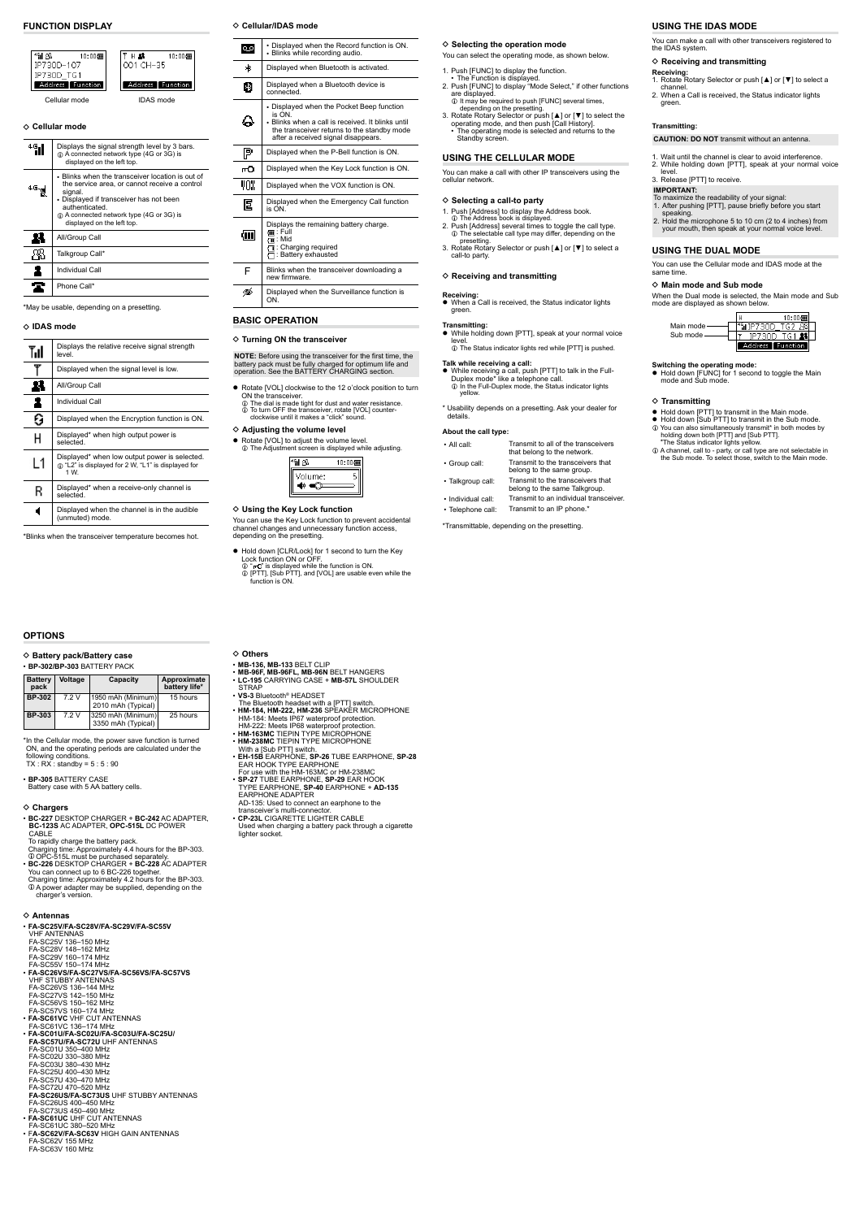## FUNCTION DISPLAY

Cellular mode

IDAS mode

### ◇ Cellular mode

| | |
|---|---|
| | Displays the signal strength level by 3 bars. ⓘ A connected network type (4G or 3G) is displayed on the left top. |
| | • Blinks when the transceiver location is out of the service area, or cannot receive a control signal. • Displayed if transceiver has not been authenticated. ⓘ A connected network type (4G or 3G) is displayed on the left top. |
| | All/Group Call |
| | Talkgroup Call* |
| | Individual Call |
| | Phone Call* |

*May be usable, depending on a presetting.

### ◇ IDAS mode

| | |
|---|---|
| | Displays the relative receive signal strength level. |
| | Displayed when the signal level is low. |
| | All/Group Call |
| | Individual Call |
| | Displayed when the Encryption function is ON. |
| H | Displayed* when high output power is selected. |
| L1 | Displayed* when low output power is selected. ⓘ "L2" is displayed for 2 W, "L1" is displayed for 1 W. |
| R | Displayed* when a receive-only channel is selected. |
| | Displayed when the channel is in the audible (unmuted) mode. |

*Blinks when the transceiver temperature becomes hot.

### ◇ Cellular/IDAS mode

| | |
|---|---|
| | • Displayed when the Record function is ON. • Blinks while recording audio. |
| | Displayed when Bluetooth is activated. |
| | Displayed when a Bluetooth device is connected. |
| | • Displayed when the Pocket Beep function is ON. • Blinks when a call is received. It blinks until the transceiver returns to the standby mode after a received signal disappears. |
| | Displayed when the P-Bell function is ON. |
| | Displayed when the Key Lock function is ON. |
| | Displayed when the VOX function is ON. |
| | Displayed when the Emergency Call function is ON. |
| | Displays the remaining battery charge. : Full : Mid : Charging required : Battery exhausted |
| F | Blinks when the transceiver downloading a new firmware. |
| | Displayed when the Surveillance function is ON. |

## BASIC OPERATION

### ◇ Turning ON the transceiver

**NOTE:** Before using the transceiver for the first time, the battery pack must be fully charged for optimum life and operation. See the BATTERY CHARGING section.

- Rotate [VOL] clockwise to the 12 o'clock position to turn ON the transceiver.
  ⓘ The dial is made light for dust and water resistance.
  ⓘ To turn OFF the transceiver, rotate [VOL] counter-clockwise until it makes a "click" sound.

### ◇ Adjusting the volume level

- Rotate [VOL] to adjust the volume level.
  ⓘ The Adjustment screen is displayed while adjusting.

### ◇ Using the Key Lock function

You can use the Key Lock function to prevent accidental channel changes and unnecessary function access, depending on the presetting.

- Hold down [CLR/Lock] for 1 second to turn the Key Lock function ON or OFF.
  ⓘ " " is displayed while the function is ON.
  ⓘ [PTT], [Sub PTT], and [VOL] are usable even while the function is ON.

### ◇ Selecting the operation mode

You can select the operating mode, as shown below.

1. Push [FUNC] to display the function.
   • The Function is displayed.
2. Push [FUNC] to display "Mode Select," if other functions are displayed.
   ⓘ It may be required to push [FUNC] several times, depending on the presetting.
3. Rotate Rotary Selector or push [▲] or [▼] to select the operating mode, and then push [Call History].
   • The operating mode is selected and returns to the Standby screen.

## USING THE CELLULAR MODE

You can make a call with other IP transceivers using the cellular network.

### ◇ Selecting a call-to party

1. Push [Address] to display the Address book.
   ⓘ The Address book is displayed.
2. Push [Address] several times to toggle the call type.
   ⓘ The selectable call type may differ, depending on the presetting.
3. Rotate Rotary Selector or push [▲] or [▼] to select a call-to party.

### ◇ Receiving and transmitting

**Receiving:**
- When a Call is received, the Status indicator lights green.

**Transmitting:**
- While holding down [PTT], speak at your normal voice level.
  ⓘ The Status indicator lights red while [PTT] is pushed.

**Talk while receiving a call:**
- While receiving a call, push [PTT] to talk in the Full-Duplex mode* like a telephone call.
  ⓘ In the Full-Duplex mode, the Status indicator lights yellow.

\* Usability depends on a presetting. Ask your dealer for details.

**About the call type:**

| | |
|---|---|
| • All call: | Transmit to all of the transceivers that belong to the network. |
| • Group call: | Transmit to the transceivers that belong to the same group. |
| • Talkgroup call: | Transmit to the transceivers that belong to the same Talkgroup. |
| • Individual call: | Transmit to an individual transceiver. |
| • Telephone call: | Transmit to an IP phone.* |

*Transmittable, depending on the presetting.

## USING THE IDAS MODE

You can make a call with other transceivers registered to the IDAS system.

### ◇ Receiving and transmitting

**Receiving:**
1. Rotate Rotary Selector or push [▲] or [▼] to select a channel.
2. When a Call is received, the Status indicator lights green.

**Transmitting:**

**CAUTION: DO NOT** transmit without an antenna.

1. Wait until the channel is clear to avoid interference.
2. While holding down [PTT], speak at your normal voice level.
3. Release [PTT] to receive.

**IMPORTANT:**
To maximize the readability of your signal:
1. After pushing [PTT], pause briefly before you start speaking.
2. Hold the microphone 5 to 10 cm (2 to 4 inches) from your mouth, then speak at your normal voice level.

## USING THE DUAL MODE

You can use the Cellular mode and IDAS mode at the same time.

### ◇ Main mode and Sub mode

When the Dual mode is selected, the Main mode and Sub mode are displayed as shown below.

Main mode

Sub mode

**Switching the operating mode:**
- Hold down [FUNC] for 1 second to toggle the Main mode and Sub mode.

### ◇ Transmitting

- Hold down [PTT] to transmit in the Main mode.
- Hold down [Sub PTT] to transmit in the Sub mode.

ⓘ You can also simultaneously transmit* in both modes by holding down both [PTT] and [Sub PTT].
*The Status indicator lights yellow.

ⓘ A channel, call to - party, or call type are not selectable in the Sub mode. To select those, switch to the Main mode.

## OPTIONS

### ◇ Battery pack/Battery case

• **BP-302/BP-303** BATTERY PACK

| Battery pack | Voltage | Capacity | Approximate battery life* |
|---|---|---|---|
| BP-302 | 7.2 V | 1950 mAh (Minimum) 2010 mAh (Typical) | 15 hours |
| BP-303 | 7.2 V | 3250 mAh (Minimum) 3350 mAh (Typical) | 25 hours |

*In the Cellular mode, the power save function is turned ON, and the operating periods are calculated under the following conditions.
TX : RX : standby = 5 : 5 : 90

• **BP-305** BATTERY CASE
Battery case with 5 AA battery cells.

### ◇ Chargers

• **BC-227** DESKTOP CHARGER + **BC-242** AC ADAPTER, **BC-123S** AC ADAPTER, **OPC-515L** DC POWER CABLE
To rapidly charge the battery pack.
Charging time: Approximately 4.4 hours for the BP-303.
ⓘ OPC-515L must be purchased separately.

• **BC-226** DESKTOP CHARGER + **BC-228** AC ADAPTER
You can connect up to 6 BC-226 together.
Charging time: Approximately 4.2 hours for the BP-303.
ⓘ A power adapter may be supplied, depending on the charger's version.

### ◇ Antennas

• **FA-SC25V/FA-SC28V/FA-SC29V/FA-SC55V** VHF ANTENNAS
FA-SC25V 136–150 MHz
FA-SC28V 148–162 MHz
FA-SC29V 160–174 MHz
FA-SC55V 150–174 MHz

• **FA-SC26VS/FA-SC27VS/FA-SC56VS/FA-SC57VS** VHF STUBBY ANTENNAS
FA-SC26VS 136–144 MHz
FA-SC27VS 142–150 MHz
FA-SC56VS 150–162 MHz
FA-SC57VS 160–174 MHz

• **FA-SC61VC** VHF CUT ANTENNAS
FA-SC61VC 136–174 MHz

• **FA-SC01U/FA-SC02U/FA-SC03U/FA-SC25U/ FA-SC57U/FA-SC72U** UHF ANTENNAS
FA-SC01U 350–400 MHz
FA-SC02U 330–380 MHz
FA-SC03U 380–430 MHz
FA-SC25U 400–430 MHz
FA-SC57U 430–470 MHz
FA-SC72U 470–520 MHz
**FA-SC26US/FA-SC73US** UHF STUBBY ANTENNAS
FA-SC26US 400–450 MHz
FA-SC73US 450–490 MHz

• **FA-SC61UC** UHF CUT ANTENNAS
FA-SC61UC 380–520 MHz

• **FA-SC62V/FA-SC63V** HIGH GAIN ANTENNAS
FA-SC62V 155 MHz
FA-SC63V 160 MHz

### ◇ Others

• **MB-136, MB-133** BELT CLIP
• **MB-96F, MB-96FL, MB-96N** BELT HANGERS
• **LC-195** CARRYING CASE + **MB-57L** SHOULDER STRAP
• **VS-3** Bluetooth® HEADSET
The Bluetooth headset with a [PTT] switch.
• **HM-184, HM-222, HM-236** SPEAKER MICROPHONE
HM-184: Meets IP67 waterproof protection.
HM-222: Meets IP68 waterproof protection.
• **HM-163MC** TIEPIN TYPE MICROPHONE
• **HM-238MC** TIEPIN TYPE MICROPHONE
With a [Sub PTT] switch.
• **EH-15B** EARPHONE, **SP-26** TUBE EARPHONE, **SP-28** EAR HOOK TYPE EARPHONE
For use with the HM-163MC or HM-238MC
• **SP-27** TUBE EARPHONE, **SP-29** EAR HOOK TYPE EARPHONE, **SP-40** EARPHONE + **AD-135** EARPHONE ADAPTER
AD-135: Used to connect an earphone to the transceiver's multi-connector.
• **CP-23L** CIGARETTE LIGHTER CABLE
Used when charging a battery pack through a cigarette lighter socket.